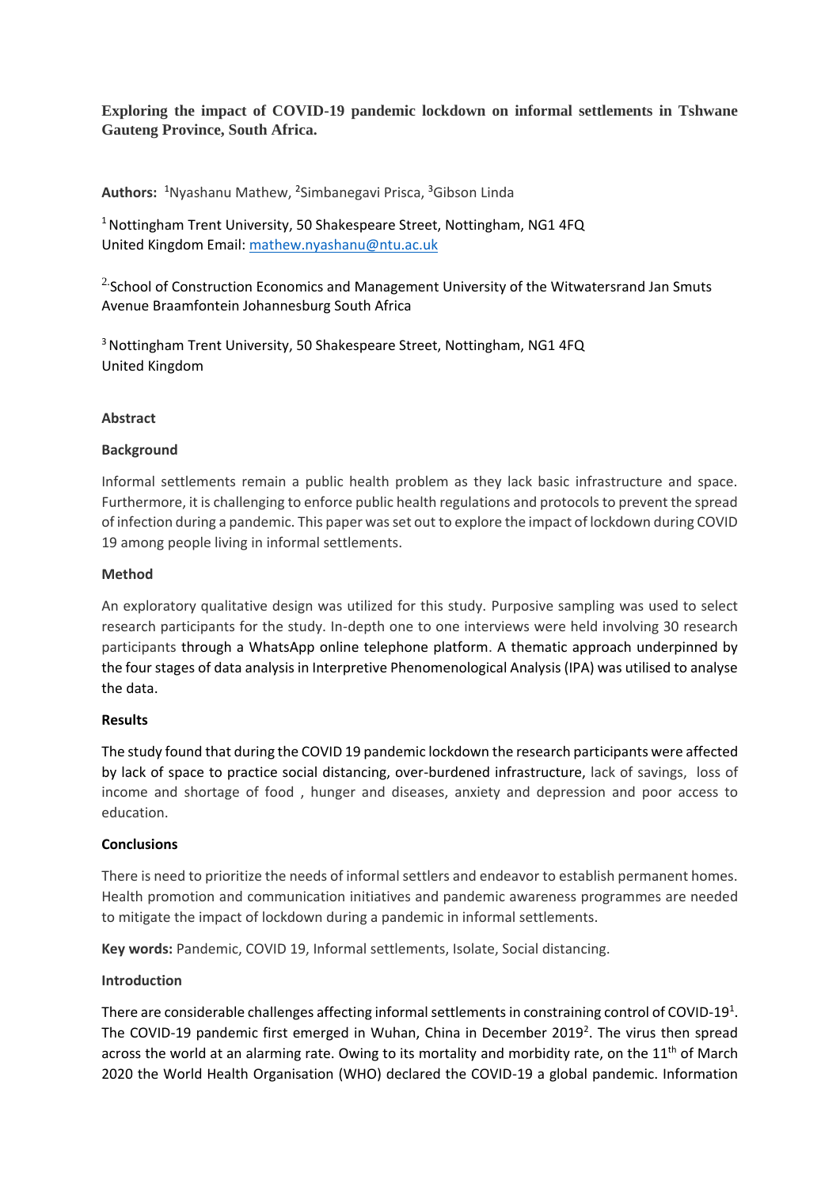# Exploring the impact of COVID-19 pandemic lockdown on informal settlements in Tshwane Gauteng Province, South Africa.

**Authors:** [1]Nyashanu Mathew, [2]Simbanegavi Prisca, [3]Gibson Linda

[1] Nottingham Trent University, 50 Shakespeare Street, Nottingham, NG1 4FQ United Kingdom Email: mathew.nyashanu@ntu.ac.uk

[2.] School of Construction Economics and Management University of the Witwatersrand Jan Smuts Avenue Braamfontein Johannesburg South Africa

[3] Nottingham Trent University, 50 Shakespeare Street, Nottingham, NG1 4FQ United Kingdom

## Abstract

### Background

Informal settlements remain a public health problem as they lack basic infrastructure and space. Furthermore, it is challenging to enforce public health regulations and protocols to prevent the spread of infection during a pandemic. This paper was set out to explore the impact of lockdown during COVID 19 among people living in informal settlements.

### Method

An exploratory qualitative design was utilized for this study. Purposive sampling was used to select research participants for the study. In-depth one to one interviews were held involving 30 research participants through a WhatsApp online telephone platform. A thematic approach underpinned by the four stages of data analysis in Interpretive Phenomenological Analysis (IPA) was utilised to analyse the data.

### Results

The study found that during the COVID 19 pandemic lockdown the research participants were affected by lack of space to practice social distancing, over-burdened infrastructure, lack of savings, loss of income and shortage of food , hunger and diseases, anxiety and depression and poor access to education.

### Conclusions

There is need to prioritize the needs of informal settlers and endeavor to establish permanent homes. Health promotion and communication initiatives and pandemic awareness programmes are needed to mitigate the impact of lockdown during a pandemic in informal settlements.

**Key words:** Pandemic, COVID 19, Informal settlements, Isolate, Social distancing.

## Introduction

There are considerable challenges affecting informal settlements in constraining control of COVID-19[1]. The COVID-19 pandemic first emerged in Wuhan, China in December 2019[2]. The virus then spread across the world at an alarming rate. Owing to its mortality and morbidity rate, on the 11th of March 2020 the World Health Organisation (WHO) declared the COVID-19 a global pandemic. Information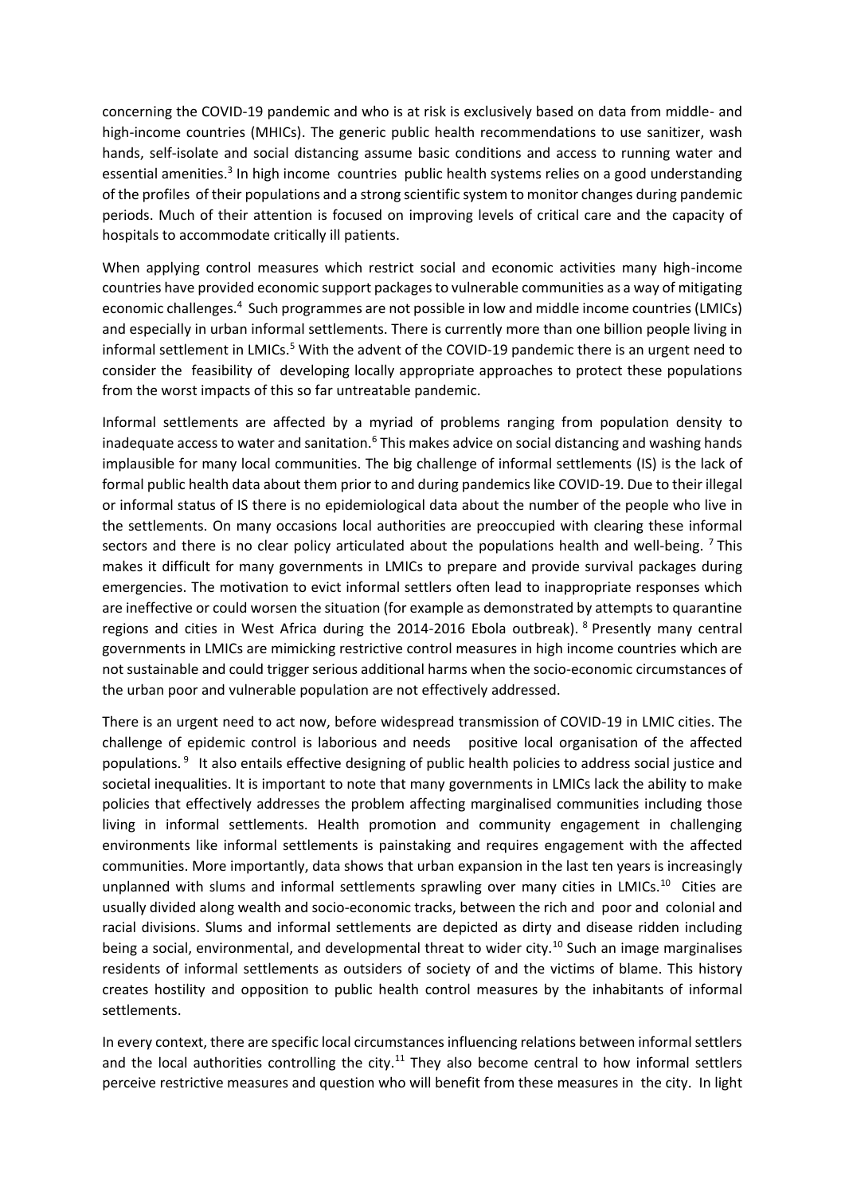concerning the COVID-19 pandemic and who is at risk is exclusively based on data from middle- and high-income countries (MHICs). The generic public health recommendations to use sanitizer, wash hands, self-isolate and social distancing assume basic conditions and access to running water and essential amenities.[3] In high income countries public health systems relies on a good understanding of the profiles of their populations and a strong scientific system to monitor changes during pandemic periods. Much of their attention is focused on improving levels of critical care and the capacity of hospitals to accommodate critically ill patients.

When applying control measures which restrict social and economic activities many high-income countries have provided economic support packages to vulnerable communities as a way of mitigating economic challenges.[4] Such programmes are not possible in low and middle income countries (LMICs) and especially in urban informal settlements. There is currently more than one billion people living in informal settlement in LMICs.[5] With the advent of the COVID-19 pandemic there is an urgent need to consider the feasibility of developing locally appropriate approaches to protect these populations from the worst impacts of this so far untreatable pandemic.

Informal settlements are affected by a myriad of problems ranging from population density to inadequate access to water and sanitation.[6] This makes advice on social distancing and washing hands implausible for many local communities. The big challenge of informal settlements (IS) is the lack of formal public health data about them prior to and during pandemics like COVID-19. Due to their illegal or informal status of IS there is no epidemiological data about the number of the people who live in the settlements. On many occasions local authorities are preoccupied with clearing these informal sectors and there is no clear policy articulated about the populations health and well-being. [7] This makes it difficult for many governments in LMICs to prepare and provide survival packages during emergencies. The motivation to evict informal settlers often lead to inappropriate responses which are ineffective or could worsen the situation (for example as demonstrated by attempts to quarantine regions and cities in West Africa during the 2014-2016 Ebola outbreak). [8] Presently many central governments in LMICs are mimicking restrictive control measures in high income countries which are not sustainable and could trigger serious additional harms when the socio-economic circumstances of the urban poor and vulnerable population are not effectively addressed.

There is an urgent need to act now, before widespread transmission of COVID-19 in LMIC cities. The challenge of epidemic control is laborious and needs positive local organisation of the affected populations. [9] It also entails effective designing of public health policies to address social justice and societal inequalities. It is important to note that many governments in LMICs lack the ability to make policies that effectively addresses the problem affecting marginalised communities including those living in informal settlements. Health promotion and community engagement in challenging environments like informal settlements is painstaking and requires engagement with the affected communities. More importantly, data shows that urban expansion in the last ten years is increasingly unplanned with slums and informal settlements sprawling over many cities in LMICs.[10] Cities are usually divided along wealth and socio-economic tracks, between the rich and poor and colonial and racial divisions. Slums and informal settlements are depicted as dirty and disease ridden including being a social, environmental, and developmental threat to wider city.[10] Such an image marginalises residents of informal settlements as outsiders of society of and the victims of blame. This history creates hostility and opposition to public health control measures by the inhabitants of informal settlements.

In every context, there are specific local circumstances influencing relations between informal settlers and the local authorities controlling the city.[11] They also become central to how informal settlers perceive restrictive measures and question who will benefit from these measures in the city. In light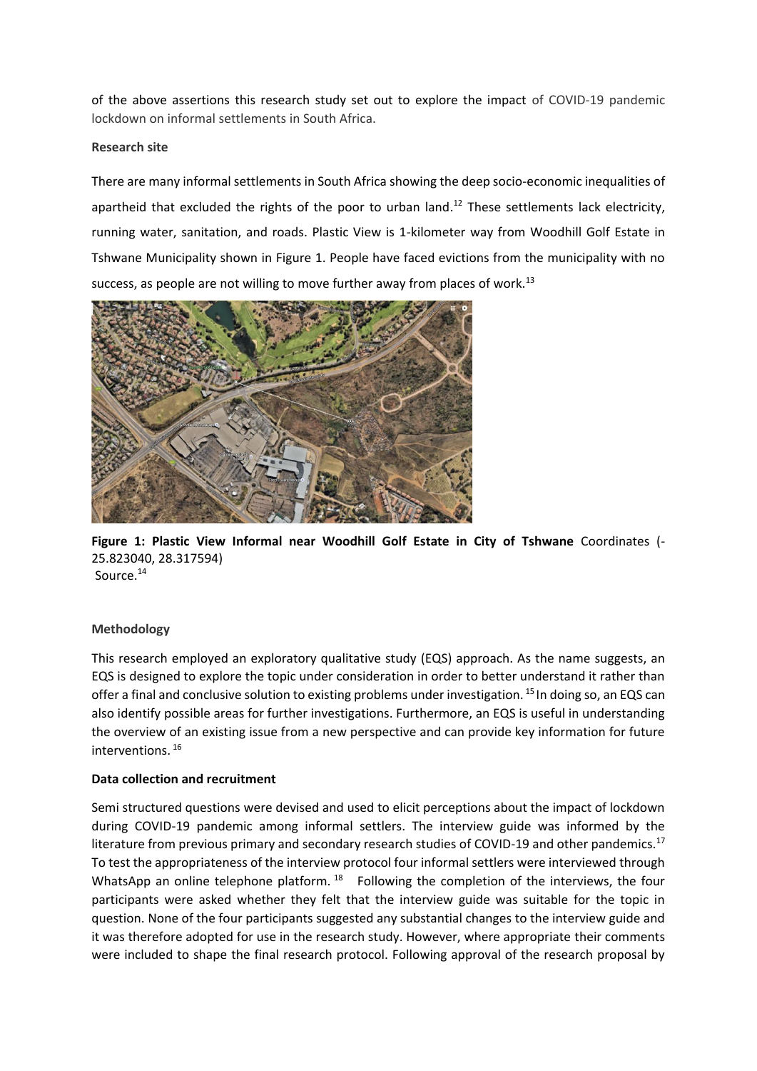of the above assertions this research study set out to explore the impact of COVID-19 pandemic lockdown on informal settlements in South Africa.

**Research site**

There are many informal settlements in South Africa showing the deep socio-economic inequalities of apartheid that excluded the rights of the poor to urban land.[12] These settlements lack electricity, running water, sanitation, and roads. Plastic View is 1-kilometer way from Woodhill Golf Estate in Tshwane Municipality shown in Figure 1. People have faced evictions from the municipality with no success, as people are not willing to move further away from places of work.[13]

**Figure 1: Plastic View Informal near Woodhill Golf Estate in City of Tshwane** Coordinates (-25.823040, 28.317594)
Source.[14]

**Methodology**

This research employed an exploratory qualitative study (EQS) approach. As the name suggests, an EQS is designed to explore the topic under consideration in order to better understand it rather than offer a final and conclusive solution to existing problems under investigation.[15] In doing so, an EQS can also identify possible areas for further investigations. Furthermore, an EQS is useful in understanding the overview of an existing issue from a new perspective and can provide key information for future interventions.[16]

**Data collection and recruitment**

Semi structured questions were devised and used to elicit perceptions about the impact of lockdown during COVID-19 pandemic among informal settlers. The interview guide was informed by the literature from previous primary and secondary research studies of COVID-19 and other pandemics.[17] To test the appropriateness of the interview protocol four informal settlers were interviewed through WhatsApp an online telephone platform.[18] Following the completion of the interviews, the four participants were asked whether they felt that the interview guide was suitable for the topic in question. None of the four participants suggested any substantial changes to the interview guide and it was therefore adopted for use in the research study. However, where appropriate their comments were included to shape the final research protocol. Following approval of the research proposal by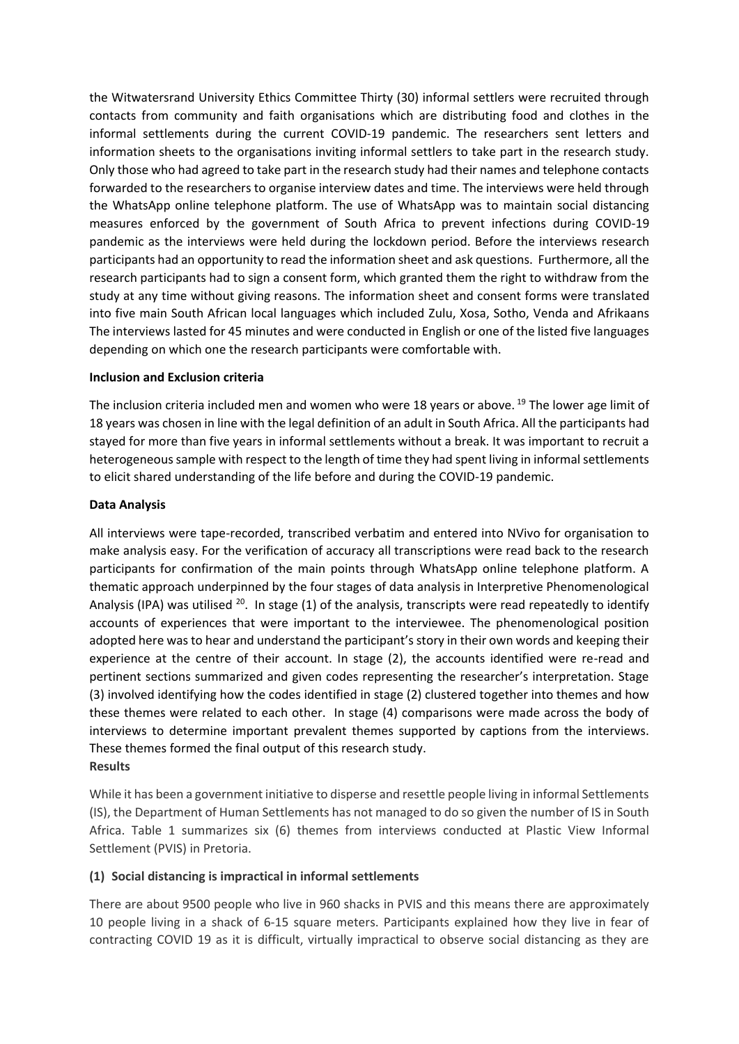the Witwatersrand University Ethics Committee Thirty (30) informal settlers were recruited through contacts from community and faith organisations which are distributing food and clothes in the informal settlements during the current COVID-19 pandemic. The researchers sent letters and information sheets to the organisations inviting informal settlers to take part in the research study. Only those who had agreed to take part in the research study had their names and telephone contacts forwarded to the researchers to organise interview dates and time. The interviews were held through the WhatsApp online telephone platform. The use of WhatsApp was to maintain social distancing measures enforced by the government of South Africa to prevent infections during COVID-19 pandemic as the interviews were held during the lockdown period. Before the interviews research participants had an opportunity to read the information sheet and ask questions. Furthermore, all the research participants had to sign a consent form, which granted them the right to withdraw from the study at any time without giving reasons. The information sheet and consent forms were translated into five main South African local languages which included Zulu, Xosa, Sotho, Venda and Afrikaans The interviews lasted for 45 minutes and were conducted in English or one of the listed five languages depending on which one the research participants were comfortable with.

**Inclusion and Exclusion criteria**

The inclusion criteria included men and women who were 18 years or above. [19] The lower age limit of 18 years was chosen in line with the legal definition of an adult in South Africa. All the participants had stayed for more than five years in informal settlements without a break. It was important to recruit a heterogeneous sample with respect to the length of time they had spent living in informal settlements to elicit shared understanding of the life before and during the COVID-19 pandemic.

**Data Analysis**

All interviews were tape-recorded, transcribed verbatim and entered into NVivo for organisation to make analysis easy. For the verification of accuracy all transcriptions were read back to the research participants for confirmation of the main points through WhatsApp online telephone platform. A thematic approach underpinned by the four stages of data analysis in Interpretive Phenomenological Analysis (IPA) was utilised [20]. In stage (1) of the analysis, transcripts were read repeatedly to identify accounts of experiences that were important to the interviewee. The phenomenological position adopted here was to hear and understand the participant's story in their own words and keeping their experience at the centre of their account. In stage (2), the accounts identified were re-read and pertinent sections summarized and given codes representing the researcher's interpretation. Stage (3) involved identifying how the codes identified in stage (2) clustered together into themes and how these themes were related to each other. In stage (4) comparisons were made across the body of interviews to determine important prevalent themes supported by captions from the interviews. These themes formed the final output of this research study.

**Results**

While it has been a government initiative to disperse and resettle people living in informal Settlements (IS), the Department of Human Settlements has not managed to do so given the number of IS in South Africa. Table 1 summarizes six (6) themes from interviews conducted at Plastic View Informal Settlement (PVIS) in Pretoria.

**(1) Social distancing is impractical in informal settlements**

There are about 9500 people who live in 960 shacks in PVIS and this means there are approximately 10 people living in a shack of 6-15 square meters. Participants explained how they live in fear of contracting COVID 19 as it is difficult, virtually impractical to observe social distancing as they are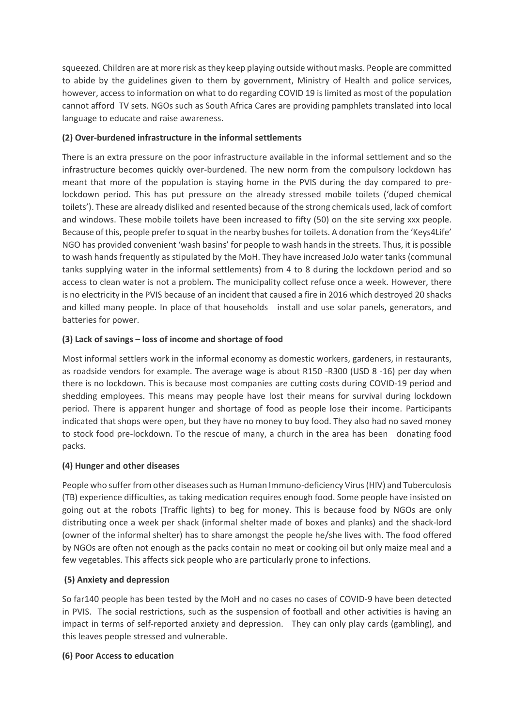squeezed. Children are at more risk as they keep playing outside without masks. People are committed to abide by the guidelines given to them by government, Ministry of Health and police services, however, access to information on what to do regarding COVID 19 is limited as most of the population cannot afford TV sets. NGOs such as South Africa Cares are providing pamphlets translated into local language to educate and raise awareness.

**(2) Over-burdened infrastructure in the informal settlements**

There is an extra pressure on the poor infrastructure available in the informal settlement and so the infrastructure becomes quickly over-burdened. The new norm from the compulsory lockdown has meant that more of the population is staying home in the PVIS during the day compared to pre-lockdown period. This has put pressure on the already stressed mobile toilets ('duped chemical toilets'). These are already disliked and resented because of the strong chemicals used, lack of comfort and windows. These mobile toilets have been increased to fifty (50) on the site serving xxx people. Because of this, people prefer to squat in the nearby bushes for toilets. A donation from the 'Keys4Life' NGO has provided convenient 'wash basins' for people to wash hands in the streets. Thus, it is possible to wash hands frequently as stipulated by the MoH. They have increased JoJo water tanks (communal tanks supplying water in the informal settlements) from 4 to 8 during the lockdown period and so access to clean water is not a problem. The municipality collect refuse once a week. However, there is no electricity in the PVIS because of an incident that caused a fire in 2016 which destroyed 20 shacks and killed many people. In place of that households install and use solar panels, generators, and batteries for power.

**(3) Lack of savings – loss of income and shortage of food**

Most informal settlers work in the informal economy as domestic workers, gardeners, in restaurants, as roadside vendors for example. The average wage is about R150 -R300 (USD 8 -16) per day when there is no lockdown. This is because most companies are cutting costs during COVID-19 period and shedding employees. This means may people have lost their means for survival during lockdown period. There is apparent hunger and shortage of food as people lose their income. Participants indicated that shops were open, but they have no money to buy food. They also had no saved money to stock food pre-lockdown. To the rescue of many, a church in the area has been donating food packs.

**(4) Hunger and other diseases**

People who suffer from other diseases such as Human Immuno-deficiency Virus (HIV) and Tuberculosis (TB) experience difficulties, as taking medication requires enough food. Some people have insisted on going out at the robots (Traffic lights) to beg for money. This is because food by NGOs are only distributing once a week per shack (informal shelter made of boxes and planks) and the shack-lord (owner of the informal shelter) has to share amongst the people he/she lives with. The food offered by NGOs are often not enough as the packs contain no meat or cooking oil but only maize meal and a few vegetables. This affects sick people who are particularly prone to infections.

**(5) Anxiety and depression**

So far140 people has been tested by the MoH and no cases no cases of COVID-9 have been detected in PVIS. The social restrictions, such as the suspension of football and other activities is having an impact in terms of self-reported anxiety and depression. They can only play cards (gambling), and this leaves people stressed and vulnerable.

**(6) Poor Access to education**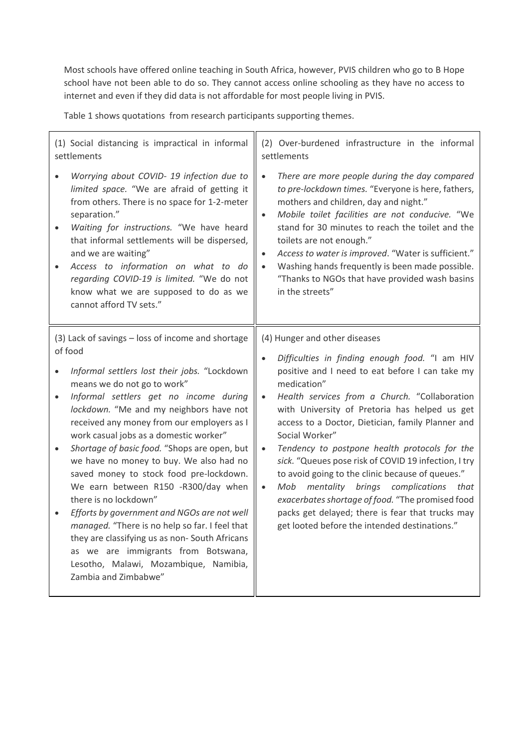Most schools have offered online teaching in South Africa, however, PVIS children who go to B Hope school have not been able to do so. They cannot access online schooling as they have no access to internet and even if they did data is not affordable for most people living in PVIS.

Table 1 shows quotations from research participants supporting themes.

| (1) Social distancing is impractical in informal settlements | (2) Over-burdened infrastructure in the informal settlements |
|---|---|
| • *Worrying about COVID- 19 infection due to limited space.* "We are afraid of getting it from others. There is no space for 1-2-meter separation."<br>• *Waiting for instructions.* "We have heard that informal settlements will be dispersed, and we are waiting"<br>• *Access to information on what to do regarding COVID-19 is limited.* "We do not know what we are supposed to do as we cannot afford TV sets." | • *There are more people during the day compared to pre-lockdown times.* "Everyone is here, fathers, mothers and children, day and night."<br>• *Mobile toilet facilities are not conducive.* "We stand for 30 minutes to reach the toilet and the toilets are not enough."<br>• *Access to water is improved*. "Water is sufficient."<br>• Washing hands frequently is been made possible. "Thanks to NGOs that have provided wash basins in the streets" |
| **(3) Lack of savings – loss of income and shortage of food** | **(4) Hunger and other diseases** |
| • *Informal settlers lost their jobs.* "Lockdown means we do not go to work"<br>• *Informal settlers get no income during lockdown.* "Me and my neighbors have not received any money from our employers as I work casual jobs as a domestic worker"<br>• *Shortage of basic food.* "Shops are open, but we have no money to buy. We also had no saved money to stock food pre-lockdown. We earn between R150 -R300/day when there is no lockdown"<br>• *Efforts by government and NGOs are not well managed.* "There is no help so far. I feel that they are classifying us as non- South Africans as we are immigrants from Botswana, Lesotho, Malawi, Mozambique, Namibia, Zambia and Zimbabwe" | • *Difficulties in finding enough food.* "I am HIV positive and I need to eat before I can take my medication"<br>• *Health services from a Church.* "Collaboration with University of Pretoria has helped us get access to a Doctor, Dietician, family Planner and Social Worker"<br>• *Tendency to postpone health protocols for the sick.* "Queues pose risk of COVID 19 infection, I try to avoid going to the clinic because of queues."<br>• *Mob mentality brings complications that exacerbates shortage of food.* "The promised food packs get delayed; there is fear that trucks may get looted before the intended destinations." |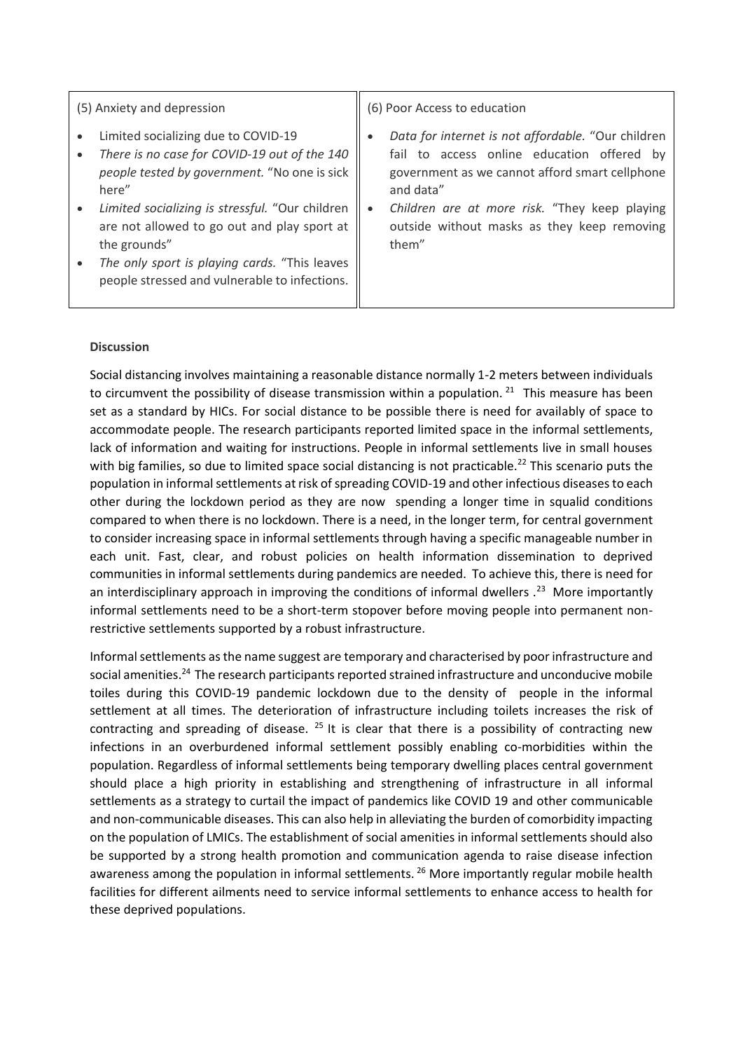| (5) Anxiety and depression | (6) Poor Access to education |
| --- | --- |
| • Limited socializing due to COVID-19<br>• *There is no case for COVID-19 out of the 140 people tested by government.* "No one is sick here"<br>• *Limited socializing is stressful.* "Our children are not allowed to go out and play sport at the grounds"<br>• *The only sport is playing cards.* "This leaves people stressed and vulnerable to infections. | • *Data for internet is not affordable.* "Our children fail to access online education offered by government as we cannot afford smart cellphone and data"<br>• *Children are at more risk.* "They keep playing outside without masks as they keep removing them" |

**Discussion**

Social distancing involves maintaining a reasonable distance normally 1-2 meters between individuals to circumvent the possibility of disease transmission within a population. [21] This measure has been set as a standard by HICs. For social distance to be possible there is need for availably of space to accommodate people. The research participants reported limited space in the informal settlements, lack of information and waiting for instructions. People in informal settlements live in small houses with big families, so due to limited space social distancing is not practicable.[22] This scenario puts the population in informal settlements at risk of spreading COVID-19 and other infectious diseases to each other during the lockdown period as they are now spending a longer time in squalid conditions compared to when there is no lockdown. There is a need, in the longer term, for central government to consider increasing space in informal settlements through having a specific manageable number in each unit. Fast, clear, and robust policies on health information dissemination to deprived communities in informal settlements during pandemics are needed. To achieve this, there is need for an interdisciplinary approach in improving the conditions of informal dwellers .[23] More importantly informal settlements need to be a short-term stopover before moving people into permanent non-restrictive settlements supported by a robust infrastructure.

Informal settlements as the name suggest are temporary and characterised by poor infrastructure and social amenities.[24] The research participants reported strained infrastructure and unconducive mobile toiles during this COVID-19 pandemic lockdown due to the density of people in the informal settlement at all times. The deterioration of infrastructure including toilets increases the risk of contracting and spreading of disease. [25] It is clear that there is a possibility of contracting new infections in an overburdened informal settlement possibly enabling co-morbidities within the population. Regardless of informal settlements being temporary dwelling places central government should place a high priority in establishing and strengthening of infrastructure in all informal settlements as a strategy to curtail the impact of pandemics like COVID 19 and other communicable and non-communicable diseases. This can also help in alleviating the burden of comorbidity impacting on the population of LMICs. The establishment of social amenities in informal settlements should also be supported by a strong health promotion and communication agenda to raise disease infection awareness among the population in informal settlements. [26] More importantly regular mobile health facilities for different ailments need to service informal settlements to enhance access to health for these deprived populations.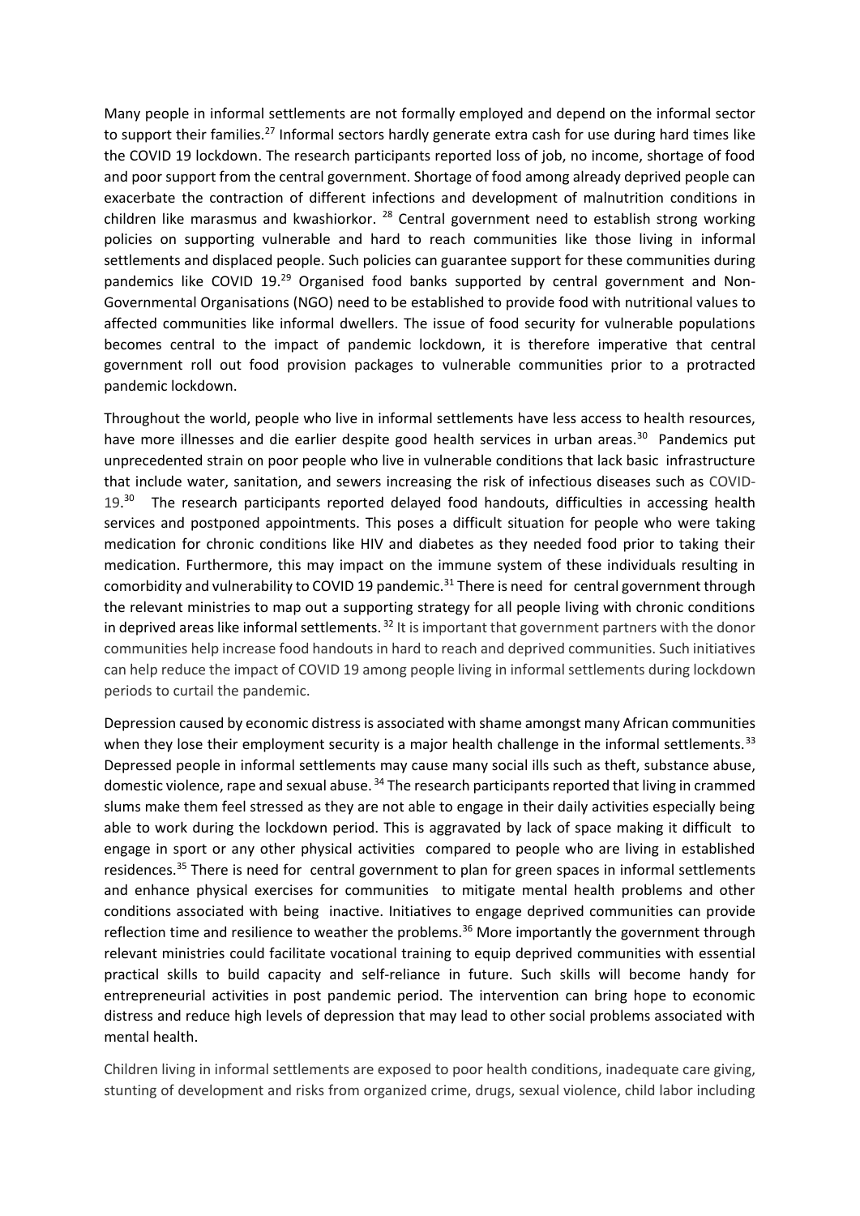Many people in informal settlements are not formally employed and depend on the informal sector to support their families.[27] Informal sectors hardly generate extra cash for use during hard times like the COVID 19 lockdown. The research participants reported loss of job, no income, shortage of food and poor support from the central government. Shortage of food among already deprived people can exacerbate the contraction of different infections and development of malnutrition conditions in children like marasmus and kwashiorkor. [28] Central government need to establish strong working policies on supporting vulnerable and hard to reach communities like those living in informal settlements and displaced people. Such policies can guarantee support for these communities during pandemics like COVID 19.[29] Organised food banks supported by central government and Non-Governmental Organisations (NGO) need to be established to provide food with nutritional values to affected communities like informal dwellers. The issue of food security for vulnerable populations becomes central to the impact of pandemic lockdown, it is therefore imperative that central government roll out food provision packages to vulnerable communities prior to a protracted pandemic lockdown.

Throughout the world, people who live in informal settlements have less access to health resources, have more illnesses and die earlier despite good health services in urban areas.[30] Pandemics put unprecedented strain on poor people who live in vulnerable conditions that lack basic infrastructure that include water, sanitation, and sewers increasing the risk of infectious diseases such as COVID-19.[30] The research participants reported delayed food handouts, difficulties in accessing health services and postponed appointments. This poses a difficult situation for people who were taking medication for chronic conditions like HIV and diabetes as they needed food prior to taking their medication. Furthermore, this may impact on the immune system of these individuals resulting in comorbidity and vulnerability to COVID 19 pandemic.[31] There is need for central government through the relevant ministries to map out a supporting strategy for all people living with chronic conditions in deprived areas like informal settlements. [32] It is important that government partners with the donor communities help increase food handouts in hard to reach and deprived communities. Such initiatives can help reduce the impact of COVID 19 among people living in informal settlements during lockdown periods to curtail the pandemic.

Depression caused by economic distress is associated with shame amongst many African communities when they lose their employment security is a major health challenge in the informal settlements.[33] Depressed people in informal settlements may cause many social ills such as theft, substance abuse, domestic violence, rape and sexual abuse. [34] The research participants reported that living in crammed slums make them feel stressed as they are not able to engage in their daily activities especially being able to work during the lockdown period. This is aggravated by lack of space making it difficult to engage in sport or any other physical activities compared to people who are living in established residences.[35] There is need for central government to plan for green spaces in informal settlements and enhance physical exercises for communities to mitigate mental health problems and other conditions associated with being inactive. Initiatives to engage deprived communities can provide reflection time and resilience to weather the problems.[36] More importantly the government through relevant ministries could facilitate vocational training to equip deprived communities with essential practical skills to build capacity and self-reliance in future. Such skills will become handy for entrepreneurial activities in post pandemic period. The intervention can bring hope to economic distress and reduce high levels of depression that may lead to other social problems associated with mental health.

Children living in informal settlements are exposed to poor health conditions, inadequate care giving, stunting of development and risks from organized crime, drugs, sexual violence, child labor including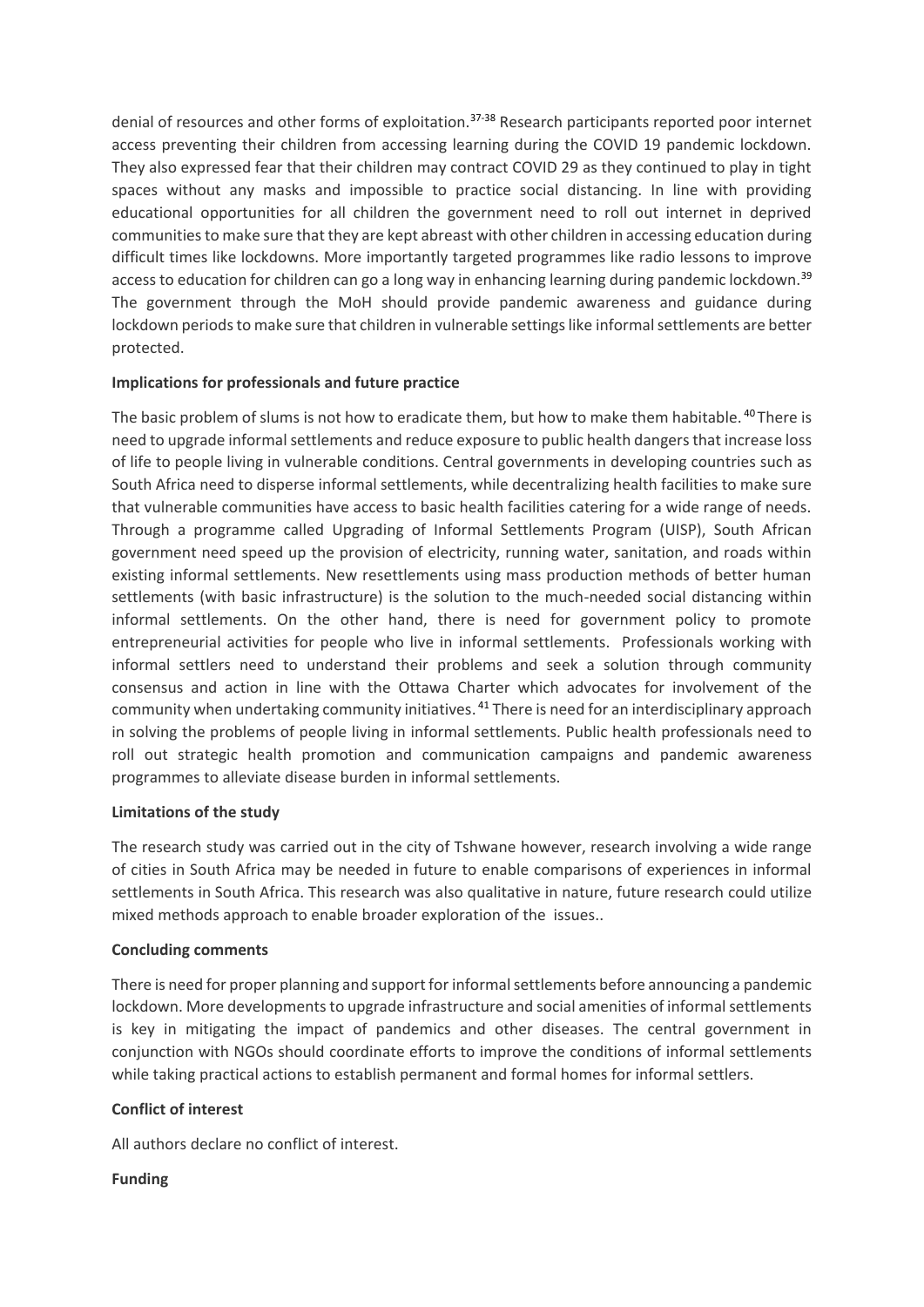denial of resources and other forms of exploitation.[37-38] Research participants reported poor internet access preventing their children from accessing learning during the COVID 19 pandemic lockdown. They also expressed fear that their children may contract COVID 29 as they continued to play in tight spaces without any masks and impossible to practice social distancing. In line with providing educational opportunities for all children the government need to roll out internet in deprived communities to make sure that they are kept abreast with other children in accessing education during difficult times like lockdowns. More importantly targeted programmes like radio lessons to improve access to education for children can go a long way in enhancing learning during pandemic lockdown.[39] The government through the MoH should provide pandemic awareness and guidance during lockdown periods to make sure that children in vulnerable settings like informal settlements are better protected.

**Implications for professionals and future practice**

The basic problem of slums is not how to eradicate them, but how to make them habitable.[40] There is need to upgrade informal settlements and reduce exposure to public health dangers that increase loss of life to people living in vulnerable conditions. Central governments in developing countries such as South Africa need to disperse informal settlements, while decentralizing health facilities to make sure that vulnerable communities have access to basic health facilities catering for a wide range of needs. Through a programme called Upgrading of Informal Settlements Program (UISP), South African government need speed up the provision of electricity, running water, sanitation, and roads within existing informal settlements. New resettlements using mass production methods of better human settlements (with basic infrastructure) is the solution to the much-needed social distancing within informal settlements. On the other hand, there is need for government policy to promote entrepreneurial activities for people who live in informal settlements. Professionals working with informal settlers need to understand their problems and seek a solution through community consensus and action in line with the Ottawa Charter which advocates for involvement of the community when undertaking community initiatives.[41] There is need for an interdisciplinary approach in solving the problems of people living in informal settlements. Public health professionals need to roll out strategic health promotion and communication campaigns and pandemic awareness programmes to alleviate disease burden in informal settlements.

**Limitations of the study**

The research study was carried out in the city of Tshwane however, research involving a wide range of cities in South Africa may be needed in future to enable comparisons of experiences in informal settlements in South Africa. This research was also qualitative in nature, future research could utilize mixed methods approach to enable broader exploration of the issues..

**Concluding comments**

There is need for proper planning and support for informal settlements before announcing a pandemic lockdown. More developments to upgrade infrastructure and social amenities of informal settlements is key in mitigating the impact of pandemics and other diseases. The central government in conjunction with NGOs should coordinate efforts to improve the conditions of informal settlements while taking practical actions to establish permanent and formal homes for informal settlers.

**Conflict of interest**

All authors declare no conflict of interest.

**Funding**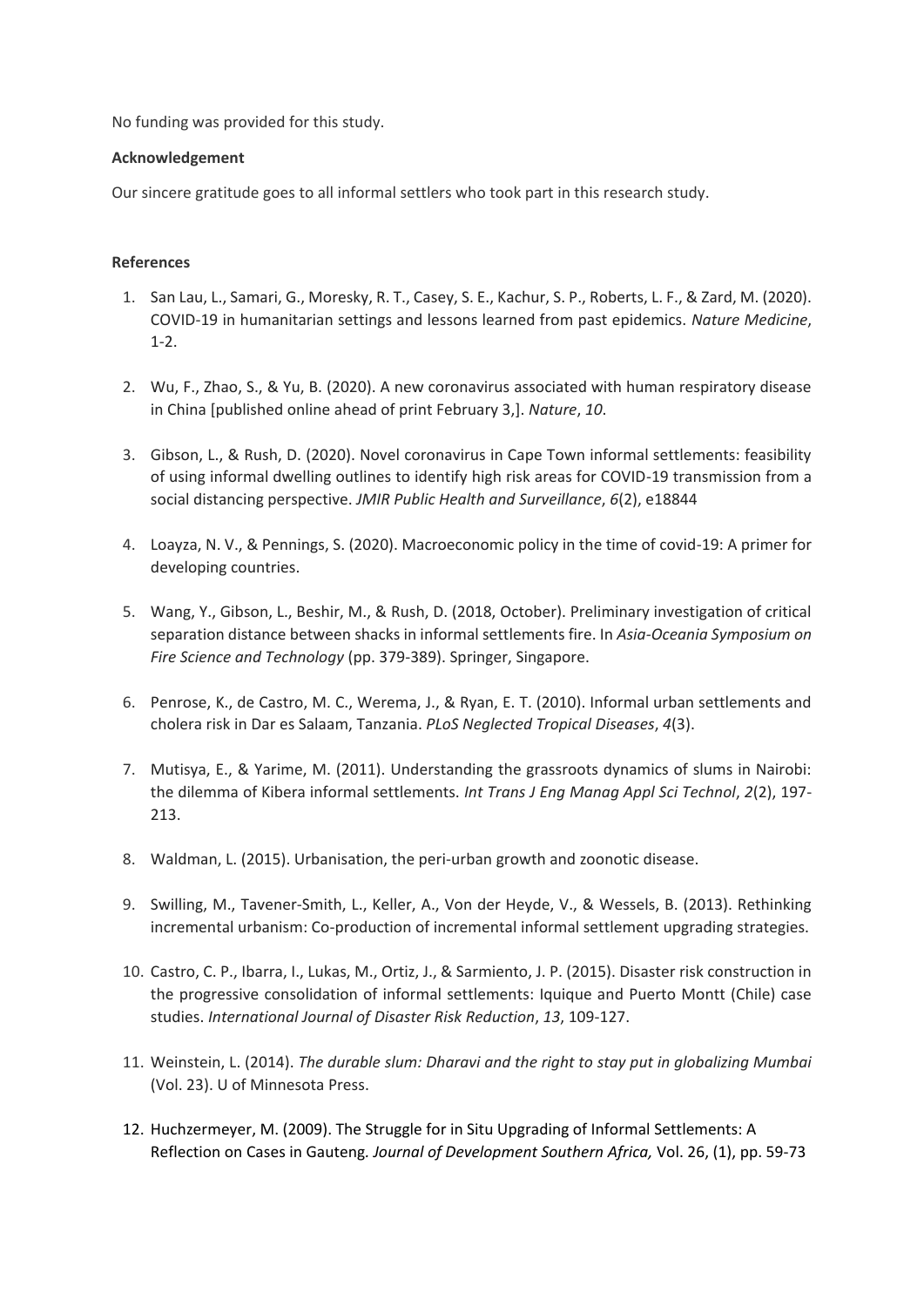No funding was provided for this study.

**Acknowledgement**

Our sincere gratitude goes to all informal settlers who took part in this research study.

**References**

1. San Lau, L., Samari, G., Moresky, R. T., Casey, S. E., Kachur, S. P., Roberts, L. F., & Zard, M. (2020). COVID-19 in humanitarian settings and lessons learned from past epidemics. *Nature Medicine*, 1-2.

2. Wu, F., Zhao, S., & Yu, B. (2020). A new coronavirus associated with human respiratory disease in China [published online ahead of print February 3,]. *Nature*, *10*.

3. Gibson, L., & Rush, D. (2020). Novel coronavirus in Cape Town informal settlements: feasibility of using informal dwelling outlines to identify high risk areas for COVID-19 transmission from a social distancing perspective. *JMIR Public Health and Surveillance*, *6*(2), e18844

4. Loayza, N. V., & Pennings, S. (2020). Macroeconomic policy in the time of covid-19: A primer for developing countries.

5. Wang, Y., Gibson, L., Beshir, M., & Rush, D. (2018, October). Preliminary investigation of critical separation distance between shacks in informal settlements fire. In *Asia-Oceania Symposium on Fire Science and Technology* (pp. 379-389). Springer, Singapore.

6. Penrose, K., de Castro, M. C., Werema, J., & Ryan, E. T. (2010). Informal urban settlements and cholera risk in Dar es Salaam, Tanzania. *PLoS Neglected Tropical Diseases*, *4*(3).

7. Mutisya, E., & Yarime, M. (2011). Understanding the grassroots dynamics of slums in Nairobi: the dilemma of Kibera informal settlements. *Int Trans J Eng Manag Appl Sci Technol*, *2*(2), 197-213.

8. Waldman, L. (2015). Urbanisation, the peri-urban growth and zoonotic disease.

9. Swilling, M., Tavener-Smith, L., Keller, A., Von der Heyde, V., & Wessels, B. (2013). Rethinking incremental urbanism: Co-production of incremental informal settlement upgrading strategies.

10. Castro, C. P., Ibarra, I., Lukas, M., Ortiz, J., & Sarmiento, J. P. (2015). Disaster risk construction in the progressive consolidation of informal settlements: Iquique and Puerto Montt (Chile) case studies. *International Journal of Disaster Risk Reduction*, *13*, 109-127.

11. Weinstein, L. (2014). *The durable slum: Dharavi and the right to stay put in globalizing Mumbai* (Vol. 23). U of Minnesota Press.

12. Huchzermeyer, M. (2009). The Struggle for in Situ Upgrading of Informal Settlements: A Reflection on Cases in Gauteng. *Journal of Development Southern Africa,* Vol. 26, (1), pp. 59-73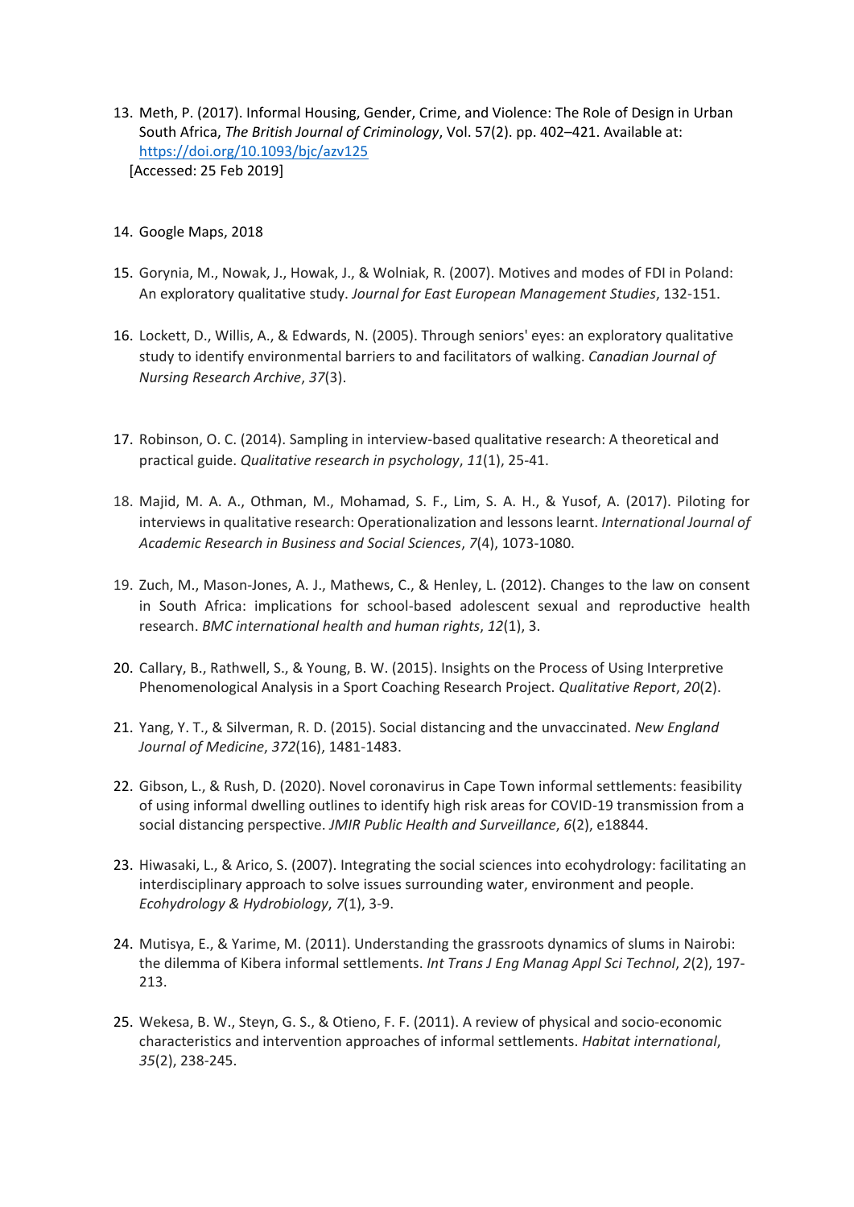13. Meth, P. (2017). Informal Housing, Gender, Crime, and Violence: The Role of Design in Urban South Africa, *The British Journal of Criminology*, Vol. 57(2). pp. 402–421. Available at: https://doi.org/10.1093/bjc/azv125
    [Accessed: 25 Feb 2019]

14. Google Maps, 2018

15. Gorynia, M., Nowak, J., Howak, J., & Wolniak, R. (2007). Motives and modes of FDI in Poland: An exploratory qualitative study. *Journal for East European Management Studies*, 132-151.

16. Lockett, D., Willis, A., & Edwards, N. (2005). Through seniors' eyes: an exploratory qualitative study to identify environmental barriers to and facilitators of walking. *Canadian Journal of Nursing Research Archive*, *37*(3).

17. Robinson, O. C. (2014). Sampling in interview-based qualitative research: A theoretical and practical guide. *Qualitative research in psychology*, *11*(1), 25-41.

18. Majid, M. A. A., Othman, M., Mohamad, S. F., Lim, S. A. H., & Yusof, A. (2017). Piloting for interviews in qualitative research: Operationalization and lessons learnt. *International Journal of Academic Research in Business and Social Sciences*, *7*(4), 1073-1080.

19. Zuch, M., Mason-Jones, A. J., Mathews, C., & Henley, L. (2012). Changes to the law on consent in South Africa: implications for school-based adolescent sexual and reproductive health research. *BMC international health and human rights*, *12*(1), 3.

20. Callary, B., Rathwell, S., & Young, B. W. (2015). Insights on the Process of Using Interpretive Phenomenological Analysis in a Sport Coaching Research Project. *Qualitative Report*, *20*(2).

21. Yang, Y. T., & Silverman, R. D. (2015). Social distancing and the unvaccinated. *New England Journal of Medicine*, *372*(16), 1481-1483.

22. Gibson, L., & Rush, D. (2020). Novel coronavirus in Cape Town informal settlements: feasibility of using informal dwelling outlines to identify high risk areas for COVID-19 transmission from a social distancing perspective. *JMIR Public Health and Surveillance*, *6*(2), e18844.

23. Hiwasaki, L., & Arico, S. (2007). Integrating the social sciences into ecohydrology: facilitating an interdisciplinary approach to solve issues surrounding water, environment and people. *Ecohydrology & Hydrobiology*, *7*(1), 3-9.

24. Mutisya, E., & Yarime, M. (2011). Understanding the grassroots dynamics of slums in Nairobi: the dilemma of Kibera informal settlements. *Int Trans J Eng Manag Appl Sci Technol*, *2*(2), 197-213.

25. Wekesa, B. W., Steyn, G. S., & Otieno, F. F. (2011). A review of physical and socio-economic characteristics and intervention approaches of informal settlements. *Habitat international*, *35*(2), 238-245.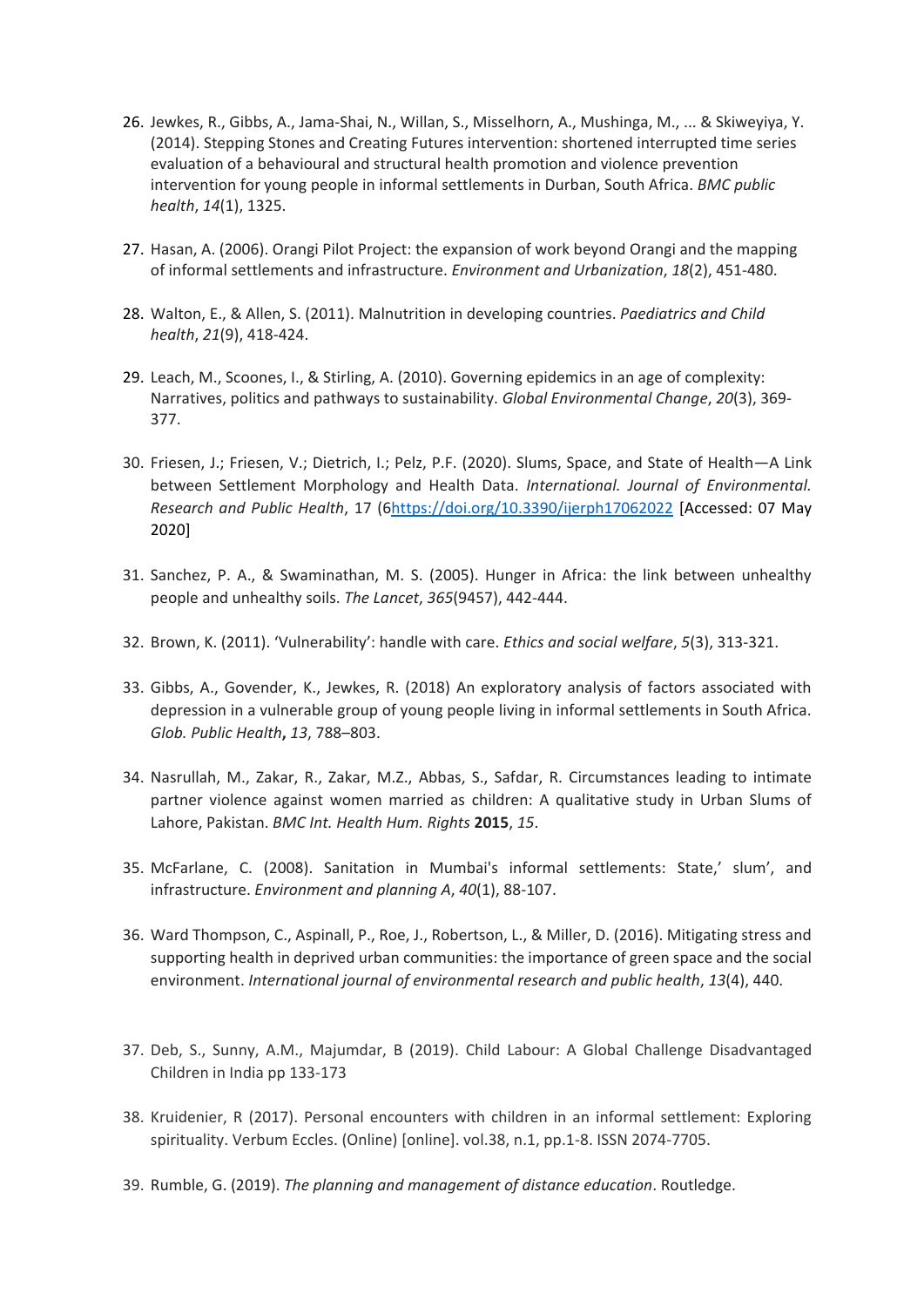26. Jewkes, R., Gibbs, A., Jama-Shai, N., Willan, S., Misselhorn, A., Mushinga, M., ... & Skiweyiya, Y. (2014). Stepping Stones and Creating Futures intervention: shortened interrupted time series evaluation of a behavioural and structural health promotion and violence prevention intervention for young people in informal settlements in Durban, South Africa. *BMC public health*, *14*(1), 1325.

27. Hasan, A. (2006). Orangi Pilot Project: the expansion of work beyond Orangi and the mapping of informal settlements and infrastructure. *Environment and Urbanization*, *18*(2), 451-480.

28. Walton, E., & Allen, S. (2011). Malnutrition in developing countries. *Paediatrics and Child health*, *21*(9), 418-424.

29. Leach, M., Scoones, I., & Stirling, A. (2010). Governing epidemics in an age of complexity: Narratives, politics and pathways to sustainability. *Global Environmental Change*, *20*(3), 369-377.

30. Friesen, J.; Friesen, V.; Dietrich, I.; Pelz, P.F. (2020). Slums, Space, and State of Health—A Link between Settlement Morphology and Health Data. *International. Journal of Environmental. Research and Public Health*, 17 (6https://doi.org/10.3390/ijerph17062022 [Accessed: 07 May 2020]

31. Sanchez, P. A., & Swaminathan, M. S. (2005). Hunger in Africa: the link between unhealthy people and unhealthy soils. *The Lancet*, *365*(9457), 442-444.

32. Brown, K. (2011). 'Vulnerability': handle with care. *Ethics and social welfare*, *5*(3), 313-321.

33. Gibbs, A., Govender, K., Jewkes, R. (2018) An exploratory analysis of factors associated with depression in a vulnerable group of young people living in informal settlements in South Africa. *Glob. Public Health***,** *13*, 788–803.

34. Nasrullah, M., Zakar, R., Zakar, M.Z., Abbas, S., Safdar, R. Circumstances leading to intimate partner violence against women married as children: A qualitative study in Urban Slums of Lahore, Pakistan. *BMC Int. Health Hum. Rights* **2015**, *15*.

35. McFarlane, C. (2008). Sanitation in Mumbai's informal settlements: State,' slum', and infrastructure. *Environment and planning A*, *40*(1), 88-107.

36. Ward Thompson, C., Aspinall, P., Roe, J., Robertson, L., & Miller, D. (2016). Mitigating stress and supporting health in deprived urban communities: the importance of green space and the social environment. *International journal of environmental research and public health*, *13*(4), 440.

37. Deb, S., Sunny, A.M., Majumdar, B (2019). Child Labour: A Global Challenge Disadvantaged Children in India pp 133-173

38. Kruidenier, R (2017). Personal encounters with children in an informal settlement: Exploring spirituality. Verbum Eccles. (Online) [online]. vol.38, n.1, pp.1-8. ISSN 2074-7705.

39. Rumble, G. (2019). *The planning and management of distance education*. Routledge.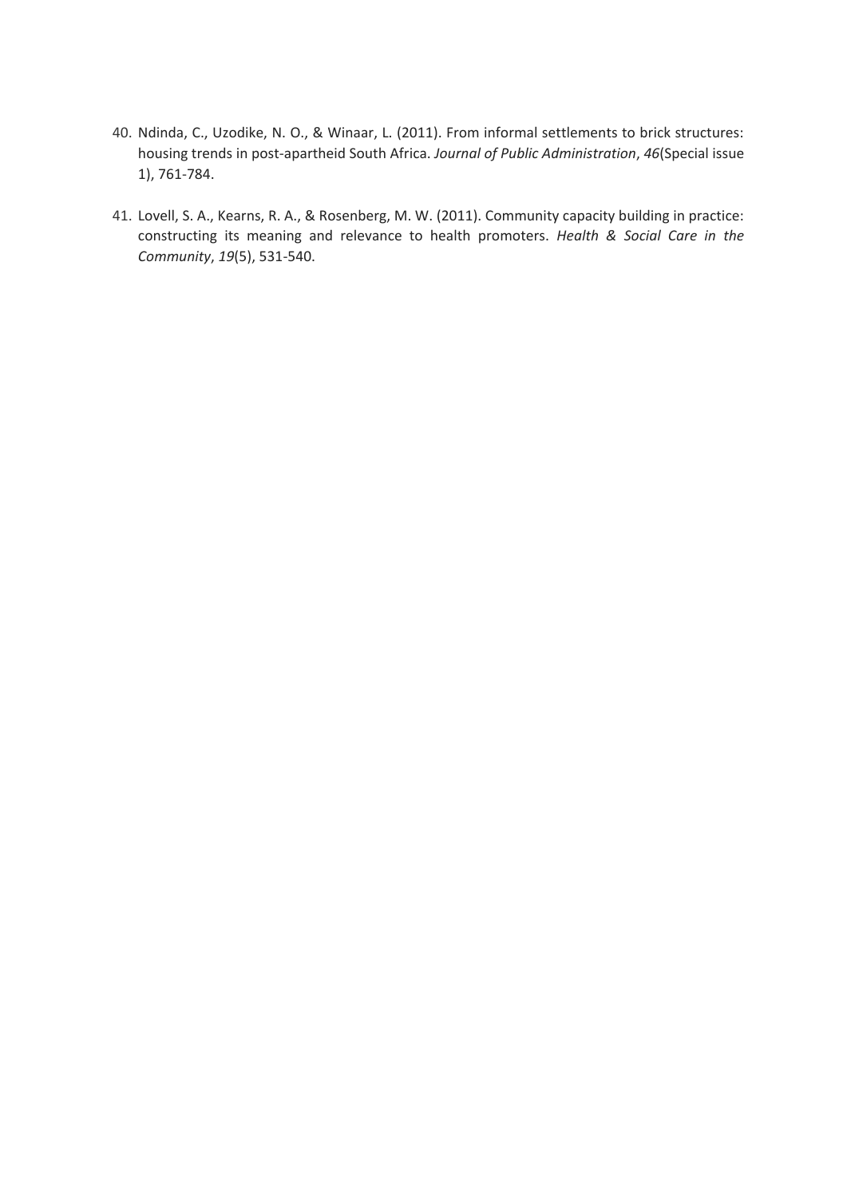40. Ndinda, C., Uzodike, N. O., & Winaar, L. (2011). From informal settlements to brick structures: housing trends in post-apartheid South Africa. *Journal of Public Administration*, *46*(Special issue 1), 761-784.

41. Lovell, S. A., Kearns, R. A., & Rosenberg, M. W. (2011). Community capacity building in practice: constructing its meaning and relevance to health promoters. *Health & Social Care in the Community*, *19*(5), 531-540.